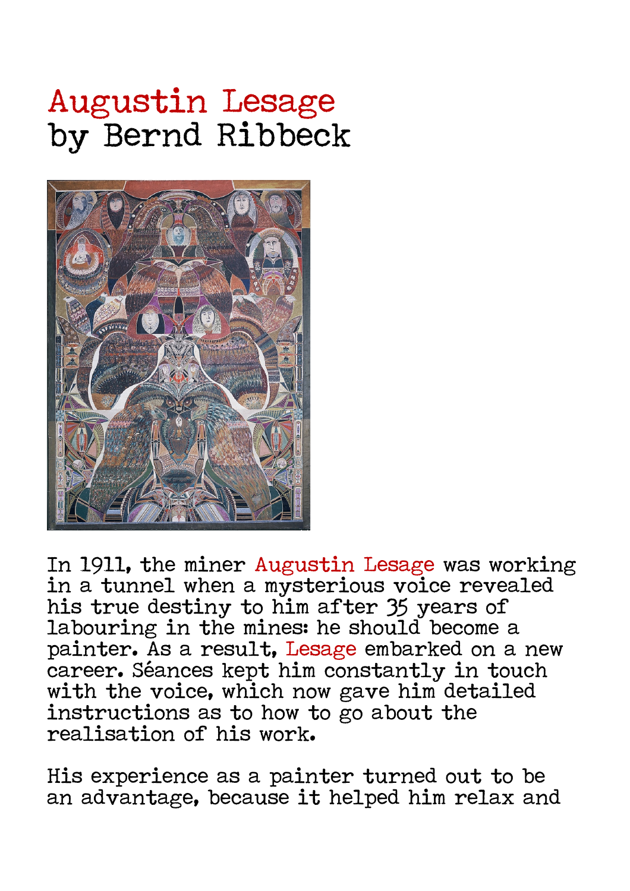# Augustin Lesage
## by Bernd Ribbeck

In 1911, the miner Augustin Lesage was working in a tunnel when a mysterious voice revealed his true destiny to him after 35 years of labouring in the mines: he should become a painter. As a result, Lesage embarked on a new career. Séances kept him constantly in touch with the voice, which now gave him detailed instructions as to how to go about the realisation of his work.

His experience as a painter turned out to be an advantage, because it helped him relax and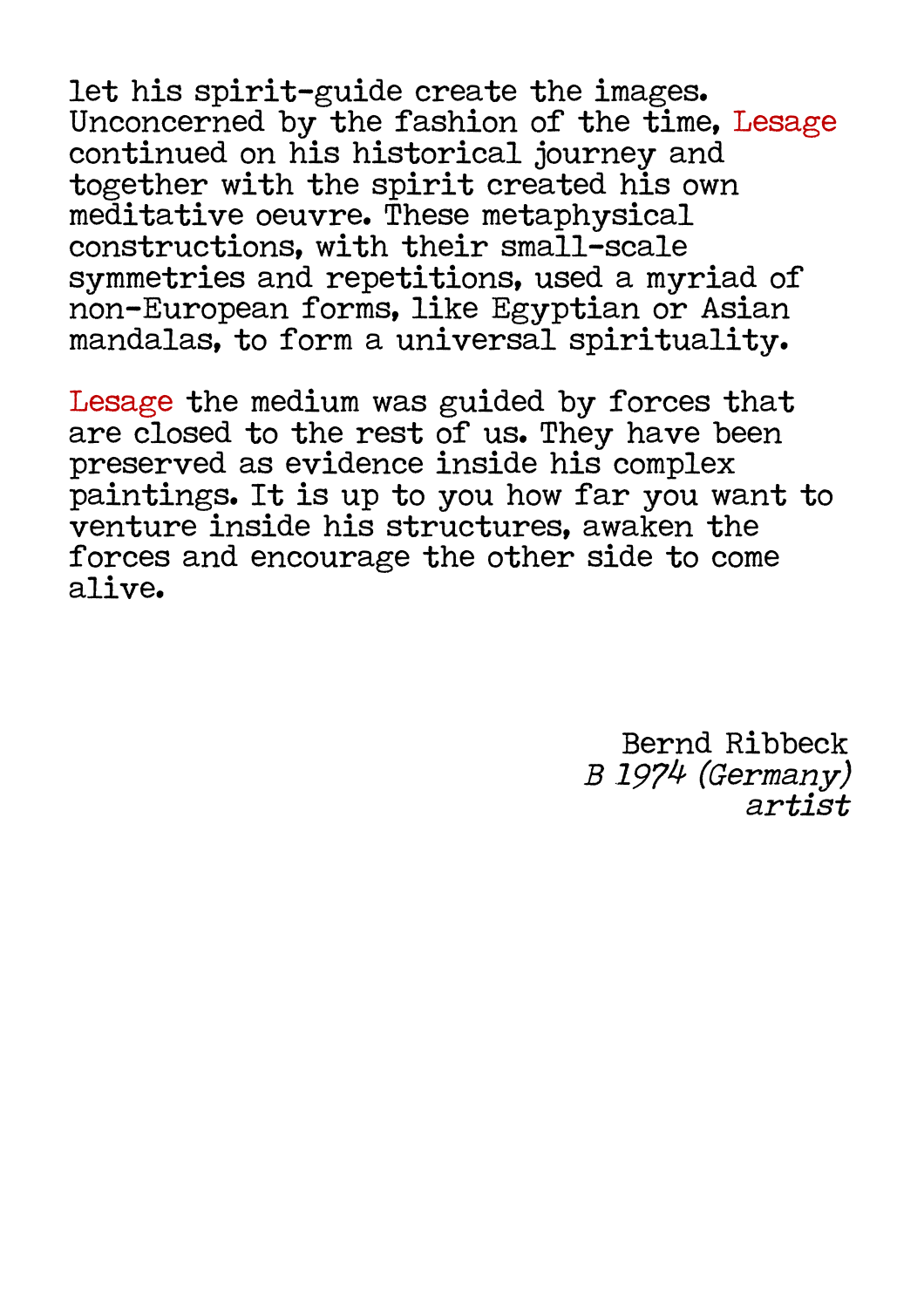let his spirit-guide create the images. Unconcerned by the fashion of the time, Lesage continued on his historical journey and together with the spirit created his own meditative oeuvre. These metaphysical constructions, with their small-scale symmetries and repetitions, used a myriad of non-European forms, like Egyptian or Asian mandalas, to form a universal spirituality.

Lesage the medium was guided by forces that are closed to the rest of us. They have been preserved as evidence inside his complex paintings. It is up to you how far you want to venture inside his structures, awaken the forces and encourage the other side to come alive.

Bernd Ribbeck
*B 1974 (Germany)*
*artist*